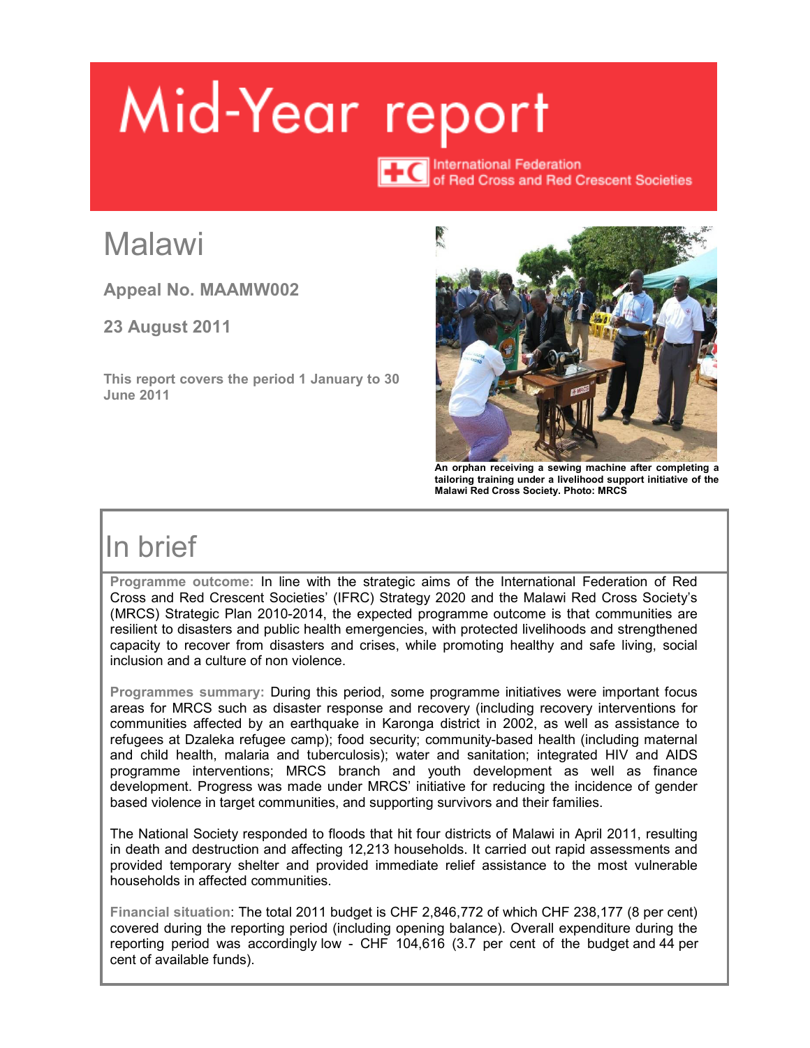# Mid-Year report

International Federation of Red Cross and Red Crescent Societies

# Malawi

**Appeal No. MAAMW002**

**23 August 2011**

**This report covers the period 1 January to 30 June 2011**

**An orphan receiving a sewing machine after completing a tailoring training under a livelihood support initiative of the Malawi Red Cross Society. Photo: MRCS**

## In brief

**Programme outcome:** In line with the strategic aims of the International Federation of Red Cross and Red Crescent Societies' (IFRC) Strategy 2020 and the Malawi Red Cross Society's (MRCS) Strategic Plan 2010-2014, the expected programme outcome is that communities are resilient to disasters and public health emergencies, with protected livelihoods and strengthened capacity to recover from disasters and crises, while promoting healthy and safe living, social inclusion and a culture of non violence.

**Programmes summary:** During this period, some programme initiatives were important focus areas for MRCS such as disaster response and recovery (including recovery interventions for communities affected by an earthquake in Karonga district in 2002, as well as assistance to refugees at Dzaleka refugee camp); food security; community-based health (including maternal and child health, malaria and tuberculosis); water and sanitation; integrated HIV and AIDS programme interventions; MRCS branch and youth development as well as finance development. Progress was made under MRCS' initiative for reducing the incidence of gender based violence in target communities, and supporting survivors and their families.

The National Society responded to floods that hit four districts of Malawi in April 2011, resulting in death and destruction and affecting 12,213 households. It carried out rapid assessments and provided temporary shelter and provided immediate relief assistance to the most vulnerable households in affected communities.

**Financial situation**: The total 2011 budget is CHF 2,846,772 of which CHF 238,177 (8 per cent) covered during the reporting period (including opening balance). Overall expenditure during the reporting period was accordingly low - CHF 104,616 (3.7 per cent of the budget and 44 per cent of available funds).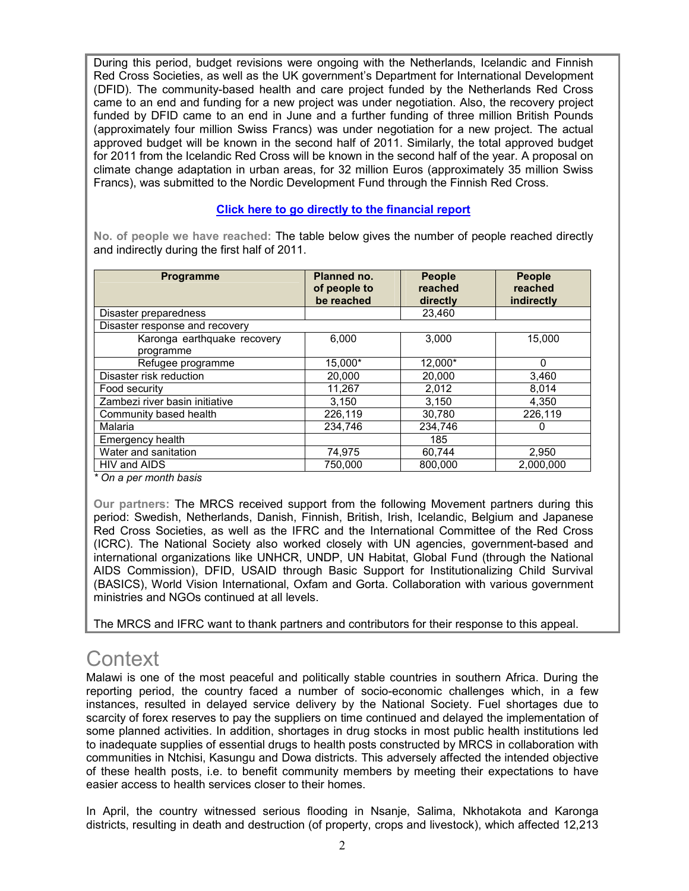During this period, budget revisions were ongoing with the Netherlands, Icelandic and Finnish Red Cross Societies, as well as the UK government's Department for International Development (DFID). The community-based health and care project funded by the Netherlands Red Cross came to an end and funding for a new project was under negotiation. Also, the recovery project funded by DFID came to an end in June and a further funding of three million British Pounds (approximately four million Swiss Francs) was under negotiation for a new project. The actual approved budget will be known in the second half of 2011. Similarly, the total approved budget for 2011 from the Icelandic Red Cross will be known in the second half of the year. A proposal on climate change adaptation in urban areas, for 32 million Euros (approximately 35 million Swiss Francs), was submitted to the Nordic Development Fund through the Finnish Red Cross.

**Click here to go directly to the financial report**

**No. of people we have reached:** The table below gives the number of people reached directly and indirectly during the first half of 2011.

| Programme | Planned no. of people to be reached | People reached directly | People reached indirectly |
|---|---|---|---|
| Disaster preparedness | | 23,460 | |
| Disaster response and recovery | | | |
| Karonga earthquake recovery programme | 6,000 | 3,000 | 15,000 |
| Refugee programme | 15,000* | 12,000* | 0 |
| Disaster risk reduction | 20,000 | 20,000 | 3,460 |
| Food security | 11,267 | 2,012 | 8,014 |
| Zambezi river basin initiative | 3,150 | 3,150 | 4,350 |
| Community based health | 226,119 | 30,780 | 226,119 |
| Malaria | 234,746 | 234,746 | 0 |
| Emergency health | | 185 | |
| Water and sanitation | 74,975 | 60,744 | 2,950 |
| HIV and AIDS | 750,000 | 800,000 | 2,000,000 |

*\* On a per month basis*

**Our partners:** The MRCS received support from the following Movement partners during this period: Swedish, Netherlands, Danish, Finnish, British, Irish, Icelandic, Belgium and Japanese Red Cross Societies, as well as the IFRC and the International Committee of the Red Cross (ICRC). The National Society also worked closely with UN agencies, government-based and international organizations like UNHCR, UNDP, UN Habitat, Global Fund (through the National AIDS Commission), DFID, USAID through Basic Support for Institutionalizing Child Survival (BASICS), World Vision International, Oxfam and Gorta. Collaboration with various government ministries and NGOs continued at all levels.

The MRCS and IFRC want to thank partners and contributors for their response to this appeal.

# Context

Malawi is one of the most peaceful and politically stable countries in southern Africa. During the reporting period, the country faced a number of socio-economic challenges which, in a few instances, resulted in delayed service delivery by the National Society. Fuel shortages due to scarcity of forex reserves to pay the suppliers on time continued and delayed the implementation of some planned activities. In addition, shortages in drug stocks in most public health institutions led to inadequate supplies of essential drugs to health posts constructed by MRCS in collaboration with communities in Ntchisi, Kasungu and Dowa districts. This adversely affected the intended objective of these health posts, i.e. to benefit community members by meeting their expectations to have easier access to health services closer to their homes.

In April, the country witnessed serious flooding in Nsanje, Salima, Nkhotakota and Karonga districts, resulting in death and destruction (of property, crops and livestock), which affected 12,213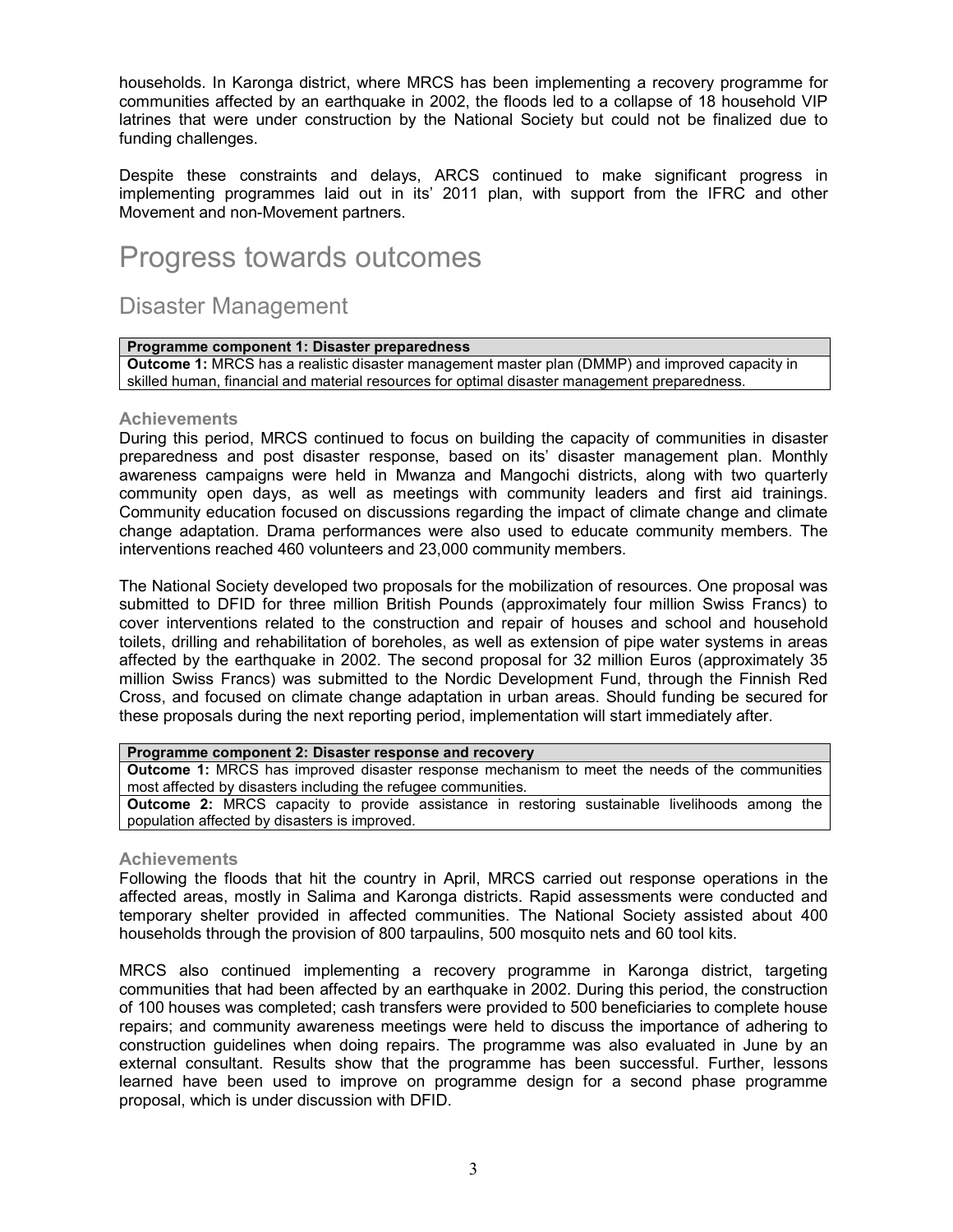households. In Karonga district, where MRCS has been implementing a recovery programme for communities affected by an earthquake in 2002, the floods led to a collapse of 18 household VIP latrines that were under construction by the National Society but could not be finalized due to funding challenges.

Despite these constraints and delays, ARCS continued to make significant progress in implementing programmes laid out in its' 2011 plan, with support from the IFRC and other Movement and non-Movement partners.

# Progress towards outcomes

## Disaster Management

| **Programme component 1: Disaster preparedness** |
| --- |
| **Outcome 1:** MRCS has a realistic disaster management master plan (DMMP) and improved capacity in skilled human, financial and material resources for optimal disaster management preparedness. |

### Achievements

During this period, MRCS continued to focus on building the capacity of communities in disaster preparedness and post disaster response, based on its' disaster management plan. Monthly awareness campaigns were held in Mwanza and Mangochi districts, along with two quarterly community open days, as well as meetings with community leaders and first aid trainings. Community education focused on discussions regarding the impact of climate change and climate change adaptation. Drama performances were also used to educate community members. The interventions reached 460 volunteers and 23,000 community members.

The National Society developed two proposals for the mobilization of resources. One proposal was submitted to DFID for three million British Pounds (approximately four million Swiss Francs) to cover interventions related to the construction and repair of houses and school and household toilets, drilling and rehabilitation of boreholes, as well as extension of pipe water systems in areas affected by the earthquake in 2002. The second proposal for 32 million Euros (approximately 35 million Swiss Francs) was submitted to the Nordic Development Fund, through the Finnish Red Cross, and focused on climate change adaptation in urban areas. Should funding be secured for these proposals during the next reporting period, implementation will start immediately after.

| **Programme component 2: Disaster response and recovery** |
| --- |
| **Outcome 1:** MRCS has improved disaster response mechanism to meet the needs of the communities most affected by disasters including the refugee communities. |
| **Outcome 2:** MRCS capacity to provide assistance in restoring sustainable livelihoods among the population affected by disasters is improved. |

### Achievements

Following the floods that hit the country in April, MRCS carried out response operations in the affected areas, mostly in Salima and Karonga districts. Rapid assessments were conducted and temporary shelter provided in affected communities. The National Society assisted about 400 households through the provision of 800 tarpaulins, 500 mosquito nets and 60 tool kits.

MRCS also continued implementing a recovery programme in Karonga district, targeting communities that had been affected by an earthquake in 2002. During this period, the construction of 100 houses was completed; cash transfers were provided to 500 beneficiaries to complete house repairs; and community awareness meetings were held to discuss the importance of adhering to construction guidelines when doing repairs. The programme was also evaluated in June by an external consultant. Results show that the programme has been successful. Further, lessons learned have been used to improve on programme design for a second phase programme proposal, which is under discussion with DFID.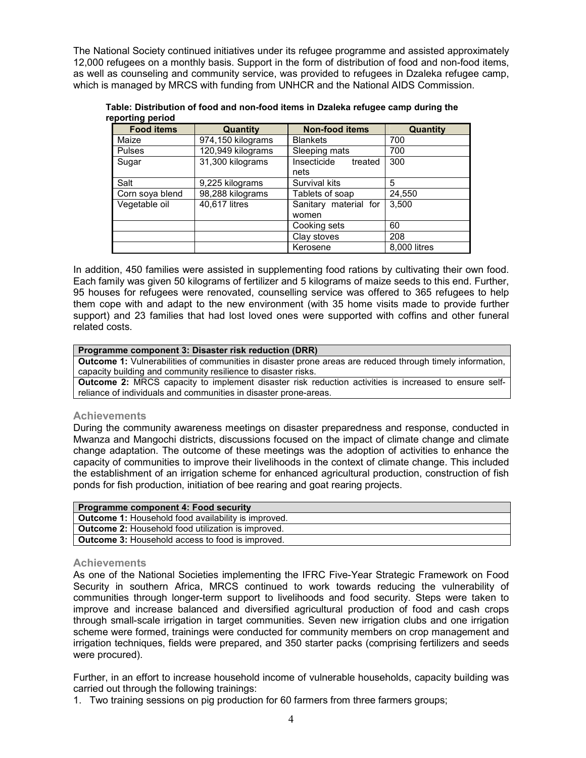The National Society continued initiatives under its refugee programme and assisted approximately 12,000 refugees on a monthly basis. Support in the form of distribution of food and non-food items, as well as counseling and community service, was provided to refugees in Dzaleka refugee camp, which is managed by MRCS with funding from UNHCR and the National AIDS Commission.

**Table: Distribution of food and non-food items in Dzaleka refugee camp during the reporting period**

| Food items | Quantity | Non-food items | Quantity |
|---|---|---|---|
| Maize | 974,150 kilograms | Blankets | 700 |
| Pulses | 120,949 kilograms | Sleeping mats | 700 |
| Sugar | 31,300 kilograms | Insecticide treated nets | 300 |
| Salt | 9,225 kilograms | Survival kits | 5 |
| Corn soya blend | 98,288 kilograms | Tablets of soap | 24,550 |
| Vegetable oil | 40,617 litres | Sanitary material for women | 3,500 |
| | | Cooking sets | 60 |
| | | Clay stoves | 208 |
| | | Kerosene | 8,000 litres |

In addition, 450 families were assisted in supplementing food rations by cultivating their own food. Each family was given 50 kilograms of fertilizer and 5 kilograms of maize seeds to this end. Further, 95 houses for refugees were renovated, counselling service was offered to 365 refugees to help them cope with and adapt to the new environment (with 35 home visits made to provide further support) and 23 families that had lost loved ones were supported with coffins and other funeral related costs.

| Programme component 3: Disaster risk reduction (DRR) |
|---|
| **Outcome 1:** Vulnerabilities of communities in disaster prone areas are reduced through timely information, capacity building and community resilience to disaster risks. |
| **Outcome 2:** MRCS capacity to implement disaster risk reduction activities is increased to ensure self-reliance of individuals and communities in disaster prone-areas. |

### Achievements

During the community awareness meetings on disaster preparedness and response, conducted in Mwanza and Mangochi districts, discussions focused on the impact of climate change and climate change adaptation. The outcome of these meetings was the adoption of activities to enhance the capacity of communities to improve their livelihoods in the context of climate change. This included the establishment of an irrigation scheme for enhanced agricultural production, construction of fish ponds for fish production, initiation of bee rearing and goat rearing projects.

| Programme component 4: Food security |
|---|
| **Outcome 1:** Household food availability is improved. |
| **Outcome 2:** Household food utilization is improved. |
| **Outcome 3:** Household access to food is improved. |

### Achievements

As one of the National Societies implementing the IFRC Five-Year Strategic Framework on Food Security in southern Africa, MRCS continued to work towards reducing the vulnerability of communities through longer-term support to livelihoods and food security. Steps were taken to improve and increase balanced and diversified agricultural production of food and cash crops through small-scale irrigation in target communities. Seven new irrigation clubs and one irrigation scheme were formed, trainings were conducted for community members on crop management and irrigation techniques, fields were prepared, and 350 starter packs (comprising fertilizers and seeds were procured).

Further, in an effort to increase household income of vulnerable households, capacity building was carried out through the following trainings:

1. Two training sessions on pig production for 60 farmers from three farmers groups;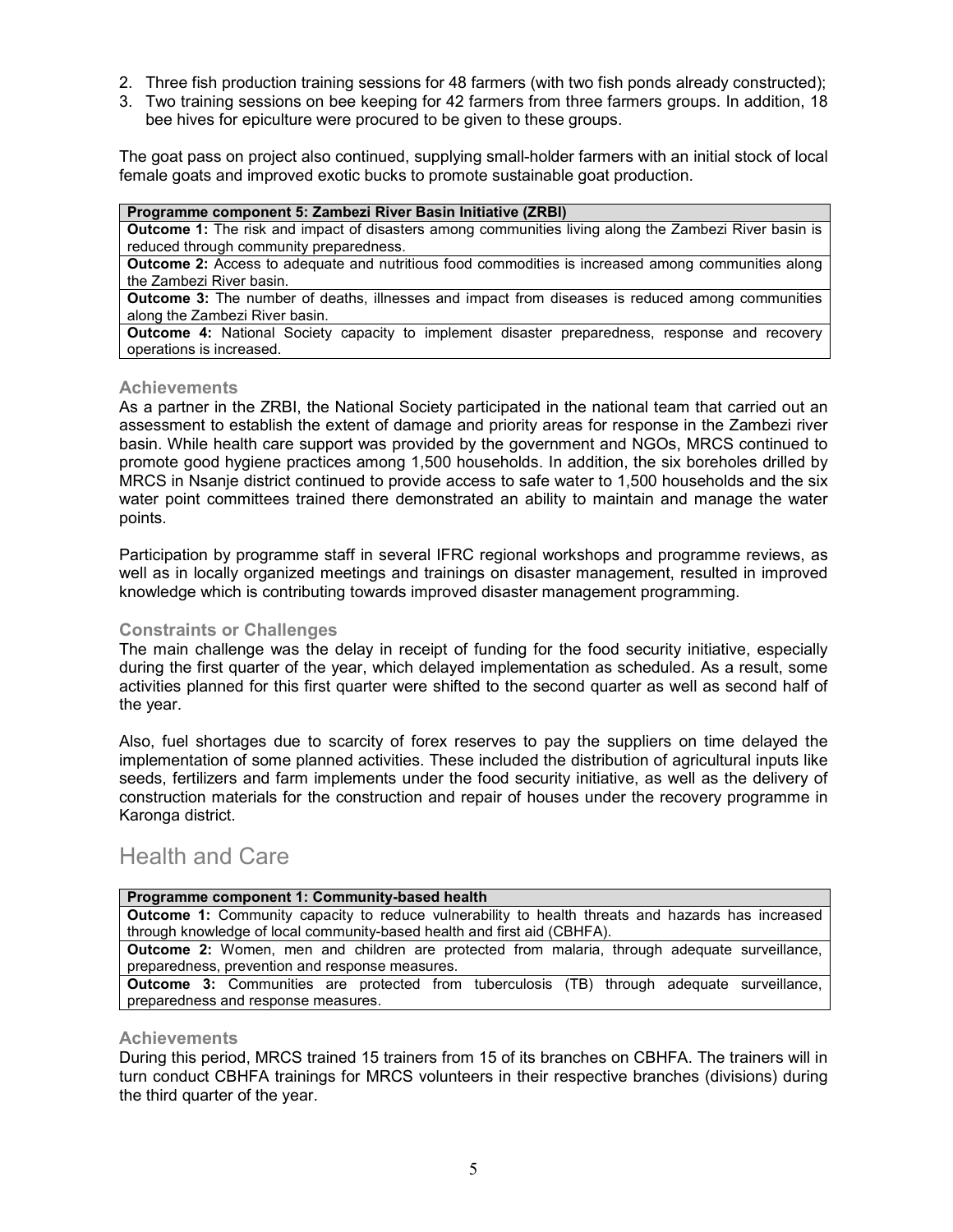2. Three fish production training sessions for 48 farmers (with two fish ponds already constructed);
3. Two training sessions on bee keeping for 42 farmers from three farmers groups. In addition, 18 bee hives for epiculture were procured to be given to these groups.

The goat pass on project also continued, supplying small-holder farmers with an initial stock of local female goats and improved exotic bucks to promote sustainable goat production.

| **Programme component 5: Zambezi River Basin Initiative (ZRBI)** |
|---|
| **Outcome 1:** The risk and impact of disasters among communities living along the Zambezi River basin is reduced through community preparedness. |
| **Outcome 2:** Access to adequate and nutritious food commodities is increased among communities along the Zambezi River basin. |
| **Outcome 3:** The number of deaths, illnesses and impact from diseases is reduced among communities along the Zambezi River basin. |
| **Outcome 4:** National Society capacity to implement disaster preparedness, response and recovery operations is increased. |

### Achievements

As a partner in the ZRBI, the National Society participated in the national team that carried out an assessment to establish the extent of damage and priority areas for response in the Zambezi river basin. While health care support was provided by the government and NGOs, MRCS continued to promote good hygiene practices among 1,500 households. In addition, the six boreholes drilled by MRCS in Nsanje district continued to provide access to safe water to 1,500 households and the six water point committees trained there demonstrated an ability to maintain and manage the water points.

Participation by programme staff in several IFRC regional workshops and programme reviews, as well as in locally organized meetings and trainings on disaster management, resulted in improved knowledge which is contributing towards improved disaster management programming.

### Constraints or Challenges

The main challenge was the delay in receipt of funding for the food security initiative, especially during the first quarter of the year, which delayed implementation as scheduled. As a result, some activities planned for this first quarter were shifted to the second quarter as well as second half of the year.

Also, fuel shortages due to scarcity of forex reserves to pay the suppliers on time delayed the implementation of some planned activities. These included the distribution of agricultural inputs like seeds, fertilizers and farm implements under the food security initiative, as well as the delivery of construction materials for the construction and repair of houses under the recovery programme in Karonga district.

## Health and Care

| **Programme component 1: Community-based health** |
|---|
| **Outcome 1:** Community capacity to reduce vulnerability to health threats and hazards has increased through knowledge of local community-based health and first aid (CBHFA). |
| **Outcome 2:** Women, men and children are protected from malaria, through adequate surveillance, preparedness, prevention and response measures. |
| **Outcome 3:** Communities are protected from tuberculosis (TB) through adequate surveillance, preparedness and response measures. |

### Achievements

During this period, MRCS trained 15 trainers from 15 of its branches on CBHFA. The trainers will in turn conduct CBHFA trainings for MRCS volunteers in their respective branches (divisions) during the third quarter of the year.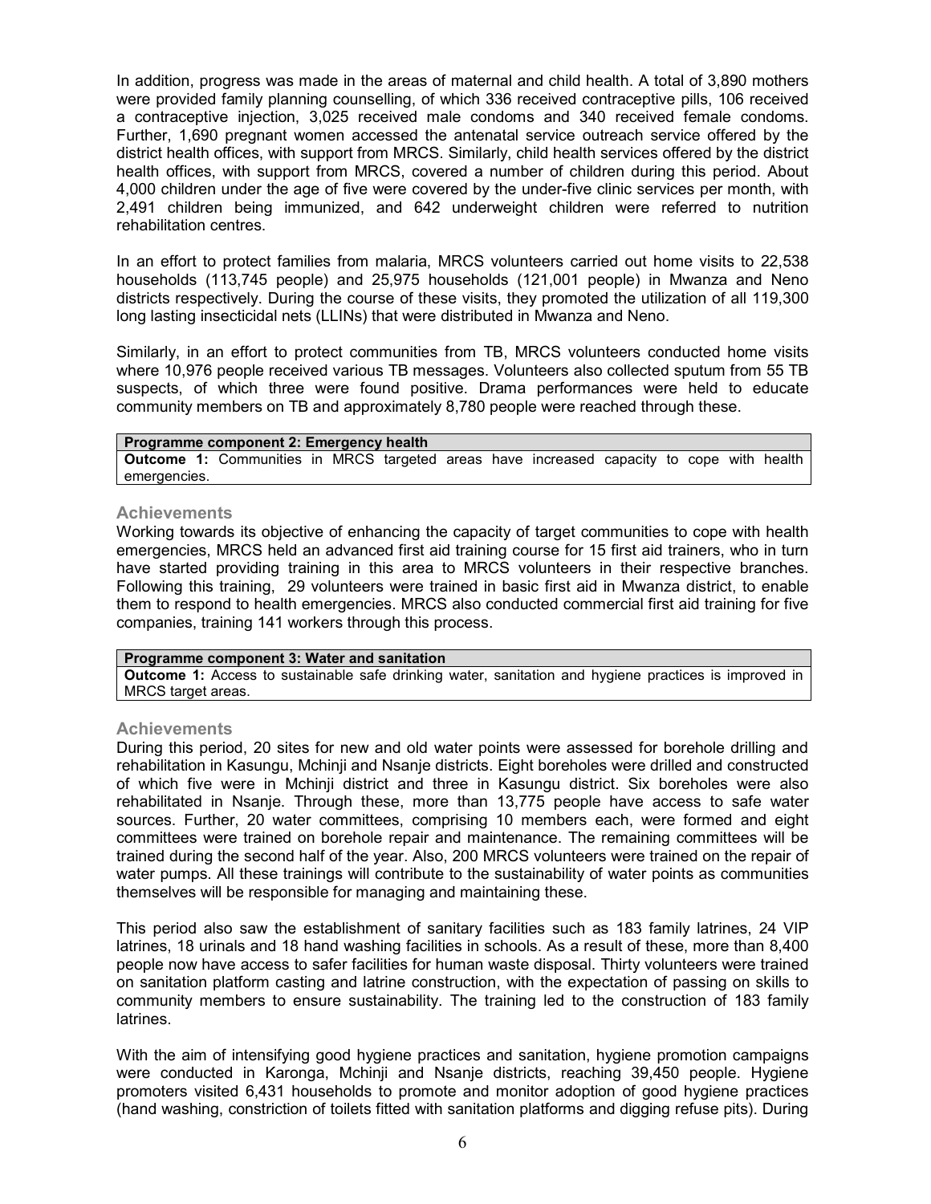In addition, progress was made in the areas of maternal and child health. A total of 3,890 mothers were provided family planning counselling, of which 336 received contraceptive pills, 106 received a contraceptive injection, 3,025 received male condoms and 340 received female condoms. Further, 1,690 pregnant women accessed the antenatal service outreach service offered by the district health offices, with support from MRCS. Similarly, child health services offered by the district health offices, with support from MRCS, covered a number of children during this period. About 4,000 children under the age of five were covered by the under-five clinic services per month, with 2,491 children being immunized, and 642 underweight children were referred to nutrition rehabilitation centres.

In an effort to protect families from malaria, MRCS volunteers carried out home visits to 22,538 households (113,745 people) and 25,975 households (121,001 people) in Mwanza and Neno districts respectively. During the course of these visits, they promoted the utilization of all 119,300 long lasting insecticidal nets (LLINs) that were distributed in Mwanza and Neno.

Similarly, in an effort to protect communities from TB, MRCS volunteers conducted home visits where 10,976 people received various TB messages. Volunteers also collected sputum from 55 TB suspects, of which three were found positive. Drama performances were held to educate community members on TB and approximately 8,780 people were reached through these.

| **Programme component 2: Emergency health** |
| --- |
| **Outcome 1:** Communities in MRCS targeted areas have increased capacity to cope with health emergencies. |

### Achievements

Working towards its objective of enhancing the capacity of target communities to cope with health emergencies, MRCS held an advanced first aid training course for 15 first aid trainers, who in turn have started providing training in this area to MRCS volunteers in their respective branches. Following this training, 29 volunteers were trained in basic first aid in Mwanza district, to enable them to respond to health emergencies. MRCS also conducted commercial first aid training for five companies, training 141 workers through this process.

| **Programme component 3: Water and sanitation** |
| --- |
| **Outcome 1:** Access to sustainable safe drinking water, sanitation and hygiene practices is improved in MRCS target areas. |

### Achievements

During this period, 20 sites for new and old water points were assessed for borehole drilling and rehabilitation in Kasungu, Mchinji and Nsanje districts. Eight boreholes were drilled and constructed of which five were in Mchinji district and three in Kasungu district. Six boreholes were also rehabilitated in Nsanje. Through these, more than 13,775 people have access to safe water sources. Further, 20 water committees, comprising 10 members each, were formed and eight committees were trained on borehole repair and maintenance. The remaining committees will be trained during the second half of the year. Also, 200 MRCS volunteers were trained on the repair of water pumps. All these trainings will contribute to the sustainability of water points as communities themselves will be responsible for managing and maintaining these.

This period also saw the establishment of sanitary facilities such as 183 family latrines, 24 VIP latrines, 18 urinals and 18 hand washing facilities in schools. As a result of these, more than 8,400 people now have access to safer facilities for human waste disposal. Thirty volunteers were trained on sanitation platform casting and latrine construction, with the expectation of passing on skills to community members to ensure sustainability. The training led to the construction of 183 family latrines.

With the aim of intensifying good hygiene practices and sanitation, hygiene promotion campaigns were conducted in Karonga, Mchinji and Nsanje districts, reaching 39,450 people. Hygiene promoters visited 6,431 households to promote and monitor adoption of good hygiene practices (hand washing, constriction of toilets fitted with sanitation platforms and digging refuse pits). During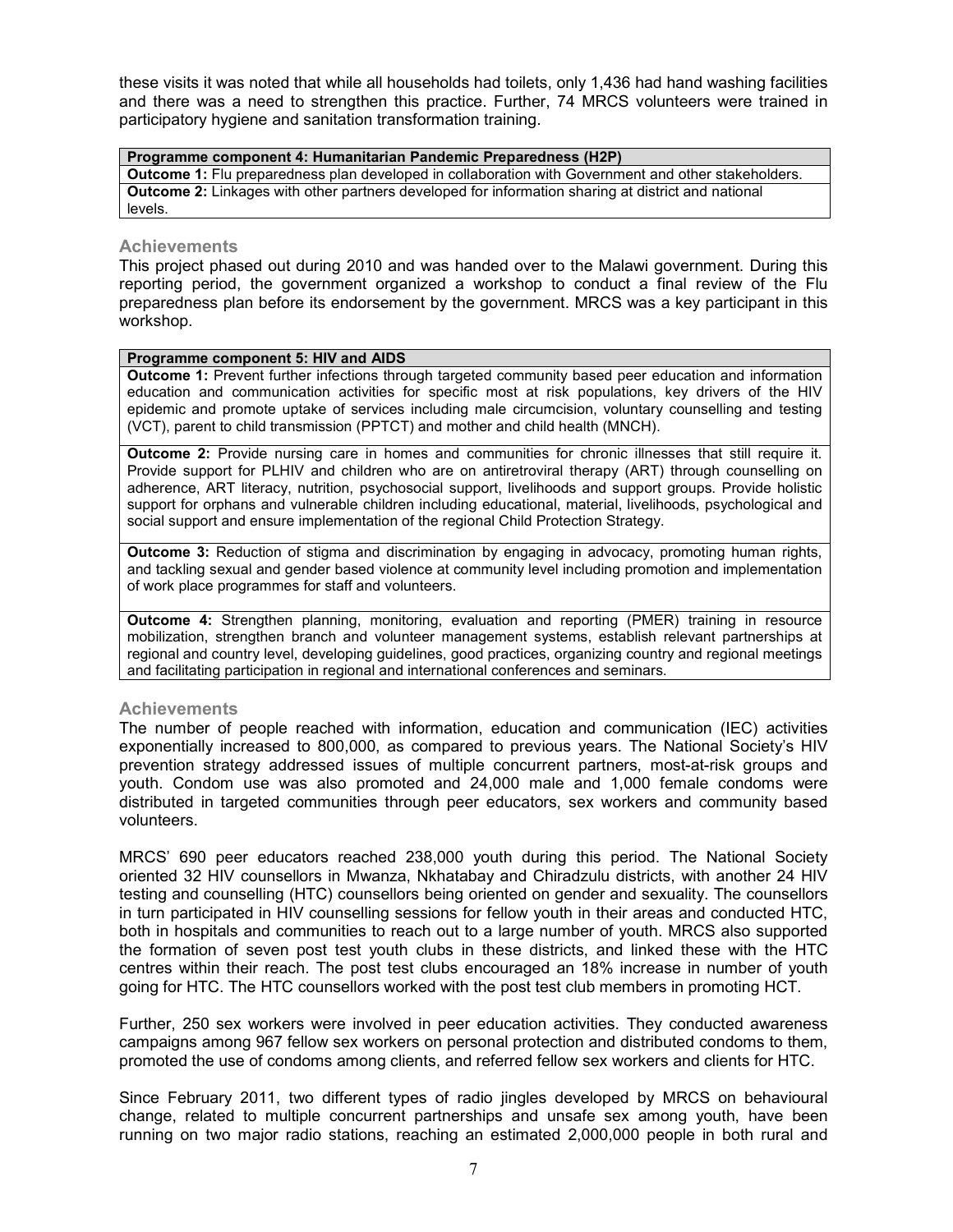these visits it was noted that while all households had toilets, only 1,436 had hand washing facilities and there was a need to strengthen this practice. Further, 74 MRCS volunteers were trained in participatory hygiene and sanitation transformation training.

| **Programme component 4: Humanitarian Pandemic Preparedness (H2P)** |
|---|
| **Outcome 1:** Flu preparedness plan developed in collaboration with Government and other stakeholders. |
| **Outcome 2:** Linkages with other partners developed for information sharing at district and national levels. |

### Achievements

This project phased out during 2010 and was handed over to the Malawi government. During this reporting period, the government organized a workshop to conduct a final review of the Flu preparedness plan before its endorsement by the government. MRCS was a key participant in this workshop.

| **Programme component 5: HIV and AIDS** |
|---|
| **Outcome 1:** Prevent further infections through targeted community based peer education and information education and communication activities for specific most at risk populations, key drivers of the HIV epidemic and promote uptake of services including male circumcision, voluntary counselling and testing (VCT), parent to child transmission (PPTCT) and mother and child health (MNCH). |
| **Outcome 2:** Provide nursing care in homes and communities for chronic illnesses that still require it. Provide support for PLHIV and children who are on antiretroviral therapy (ART) through counselling on adherence, ART literacy, nutrition, psychosocial support, livelihoods and support groups. Provide holistic support for orphans and vulnerable children including educational, material, livelihoods, psychological and social support and ensure implementation of the regional Child Protection Strategy. |
| **Outcome 3:** Reduction of stigma and discrimination by engaging in advocacy, promoting human rights, and tackling sexual and gender based violence at community level including promotion and implementation of work place programmes for staff and volunteers. |
| **Outcome 4:** Strengthen planning, monitoring, evaluation and reporting (PMER) training in resource mobilization, strengthen branch and volunteer management systems, establish relevant partnerships at regional and country level, developing guidelines, good practices, organizing country and regional meetings and facilitating participation in regional and international conferences and seminars. |

### Achievements

The number of people reached with information, education and communication (IEC) activities exponentially increased to 800,000, as compared to previous years. The National Society's HIV prevention strategy addressed issues of multiple concurrent partners, most-at-risk groups and youth. Condom use was also promoted and 24,000 male and 1,000 female condoms were distributed in targeted communities through peer educators, sex workers and community based volunteers.

MRCS' 690 peer educators reached 238,000 youth during this period. The National Society oriented 32 HIV counsellors in Mwanza, Nkhatabay and Chiradzulu districts, with another 24 HIV testing and counselling (HTC) counsellors being oriented on gender and sexuality. The counsellors in turn participated in HIV counselling sessions for fellow youth in their areas and conducted HTC, both in hospitals and communities to reach out to a large number of youth. MRCS also supported the formation of seven post test youth clubs in these districts, and linked these with the HTC centres within their reach. The post test clubs encouraged an 18% increase in number of youth going for HTC. The HTC counsellors worked with the post test club members in promoting HCT.

Further, 250 sex workers were involved in peer education activities. They conducted awareness campaigns among 967 fellow sex workers on personal protection and distributed condoms to them, promoted the use of condoms among clients, and referred fellow sex workers and clients for HTC.

Since February 2011, two different types of radio jingles developed by MRCS on behavioural change, related to multiple concurrent partnerships and unsafe sex among youth, have been running on two major radio stations, reaching an estimated 2,000,000 people in both rural and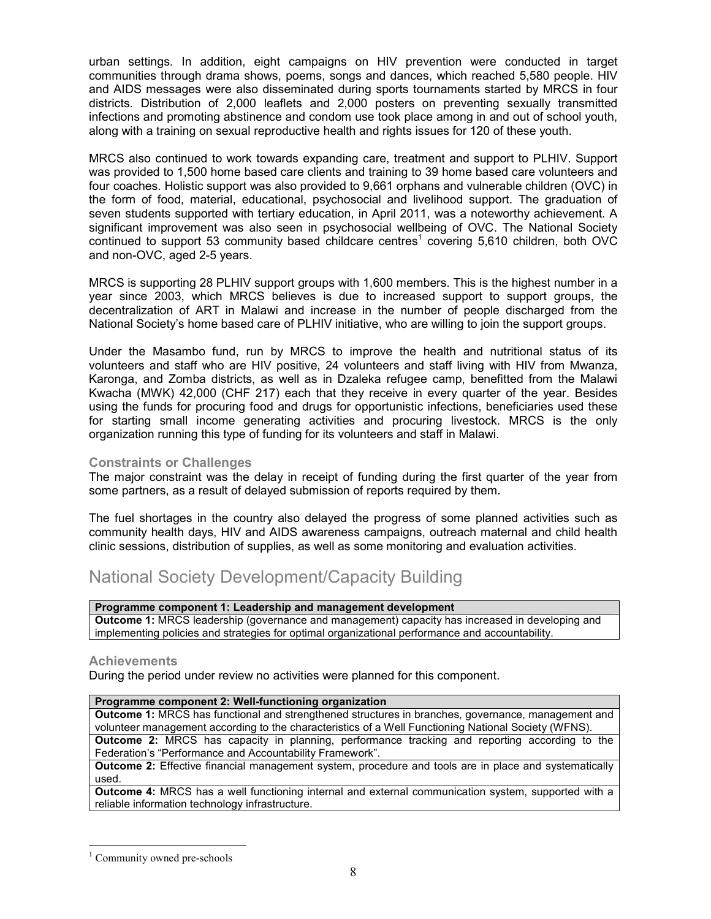urban settings. In addition, eight campaigns on HIV prevention were conducted in target communities through drama shows, poems, songs and dances, which reached 5,580 people. HIV and AIDS messages were also disseminated during sports tournaments started by MRCS in four districts. Distribution of 2,000 leaflets and 2,000 posters on preventing sexually transmitted infections and promoting abstinence and condom use took place among in and out of school youth, along with a training on sexual reproductive health and rights issues for 120 of these youth.

MRCS also continued to work towards expanding care, treatment and support to PLHIV. Support was provided to 1,500 home based care clients and training to 39 home based care volunteers and four coaches. Holistic support was also provided to 9,661 orphans and vulnerable children (OVC) in the form of food, material, educational, psychosocial and livelihood support. The graduation of seven students supported with tertiary education, in April 2011, was a noteworthy achievement. A significant improvement was also seen in psychosocial wellbeing of OVC. The National Society continued to support 53 community based childcare centres[1] covering 5,610 children, both OVC and non-OVC, aged 2-5 years.

MRCS is supporting 28 PLHIV support groups with 1,600 members. This is the highest number in a year since 2003, which MRCS believes is due to increased support to support groups, the decentralization of ART in Malawi and increase in the number of people discharged from the National Society's home based care of PLHIV initiative, who are willing to join the support groups.

Under the Masambo fund, run by MRCS to improve the health and nutritional status of its volunteers and staff who are HIV positive, 24 volunteers and staff living with HIV from Mwanza, Karonga, and Zomba districts, as well as in Dzaleka refugee camp, benefitted from the Malawi Kwacha (MWK) 42,000 (CHF 217) each that they receive in every quarter of the year. Besides using the funds for procuring food and drugs for opportunistic infections, beneficiaries used these for starting small income generating activities and procuring livestock. MRCS is the only organization running this type of funding for its volunteers and staff in Malawi.

### Constraints or Challenges

The major constraint was the delay in receipt of funding during the first quarter of the year from some partners, as a result of delayed submission of reports required by them.

The fuel shortages in the country also delayed the progress of some planned activities such as community health days, HIV and AIDS awareness campaigns, outreach maternal and child health clinic sessions, distribution of supplies, as well as some monitoring and evaluation activities.

## National Society Development/Capacity Building

| **Programme component 1: Leadership and management development** |
|---|
| **Outcome 1:** MRCS leadership (governance and management) capacity has increased in developing and implementing policies and strategies for optimal organizational performance and accountability. |

### Achievements

During the period under review no activities were planned for this component.

| **Programme component 2: Well-functioning organization** |
|---|
| **Outcome 1:** MRCS has functional and strengthened structures in branches, governance, management and volunteer management according to the characteristics of a Well Functioning National Society (WFNS). |
| **Outcome 2:** MRCS has capacity in planning, performance tracking and reporting according to the Federation's "Performance and Accountability Framework". |
| **Outcome 2:** Effective financial management system, procedure and tools are in place and systematically used. |
| **Outcome 4:** MRCS has a well functioning internal and external communication system, supported with a reliable information technology infrastructure. |

[1] Community owned pre-schools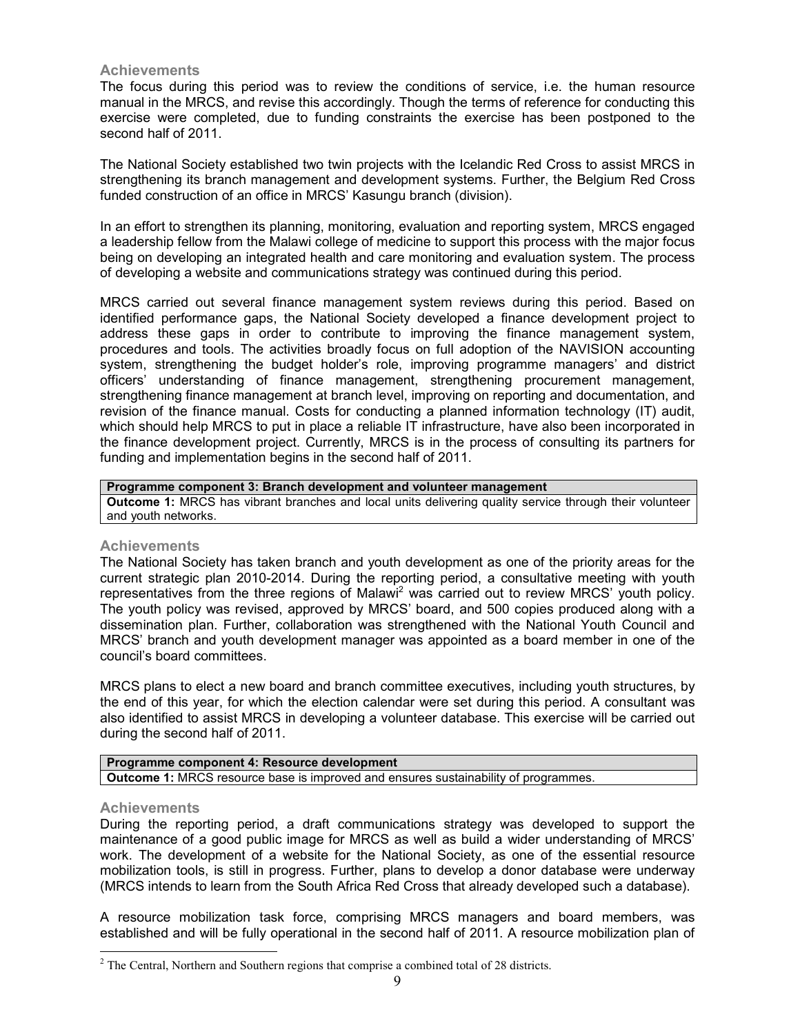### Achievements

The focus during this period was to review the conditions of service, i.e. the human resource manual in the MRCS, and revise this accordingly. Though the terms of reference for conducting this exercise were completed, due to funding constraints the exercise has been postponed to the second half of 2011.

The National Society established two twin projects with the Icelandic Red Cross to assist MRCS in strengthening its branch management and development systems. Further, the Belgium Red Cross funded construction of an office in MRCS' Kasungu branch (division).

In an effort to strengthen its planning, monitoring, evaluation and reporting system, MRCS engaged a leadership fellow from the Malawi college of medicine to support this process with the major focus being on developing an integrated health and care monitoring and evaluation system. The process of developing a website and communications strategy was continued during this period.

MRCS carried out several finance management system reviews during this period. Based on identified performance gaps, the National Society developed a finance development project to address these gaps in order to contribute to improving the finance management system, procedures and tools. The activities broadly focus on full adoption of the NAVISION accounting system, strengthening the budget holder's role, improving programme managers' and district officers' understanding of finance management, strengthening procurement management, strengthening finance management at branch level, improving on reporting and documentation, and revision of the finance manual. Costs for conducting a planned information technology (IT) audit, which should help MRCS to put in place a reliable IT infrastructure, have also been incorporated in the finance development project. Currently, MRCS is in the process of consulting its partners for funding and implementation begins in the second half of 2011.

| **Programme component 3: Branch development and volunteer management** |
|---|
| **Outcome 1:** MRCS has vibrant branches and local units delivering quality service through their volunteer and youth networks. |

### Achievements

The National Society has taken branch and youth development as one of the priority areas for the current strategic plan 2010-2014. During the reporting period, a consultative meeting with youth representatives from the three regions of Malawi[2] was carried out to review MRCS' youth policy. The youth policy was revised, approved by MRCS' board, and 500 copies produced along with a dissemination plan. Further, collaboration was strengthened with the National Youth Council and MRCS' branch and youth development manager was appointed as a board member in one of the council's board committees.

MRCS plans to elect a new board and branch committee executives, including youth structures, by the end of this year, for which the election calendar were set during this period. A consultant was also identified to assist MRCS in developing a volunteer database. This exercise will be carried out during the second half of 2011.

| **Programme component 4: Resource development** |
|---|
| **Outcome 1:** MRCS resource base is improved and ensures sustainability of programmes. |

### Achievements

During the reporting period, a draft communications strategy was developed to support the maintenance of a good public image for MRCS as well as build a wider understanding of MRCS' work. The development of a website for the National Society, as one of the essential resource mobilization tools, is still in progress. Further, plans to develop a donor database were underway (MRCS intends to learn from the South Africa Red Cross that already developed such a database).

A resource mobilization task force, comprising MRCS managers and board members, was established and will be fully operational in the second half of 2011. A resource mobilization plan of

---

[2] The Central, Northern and Southern regions that comprise a combined total of 28 districts.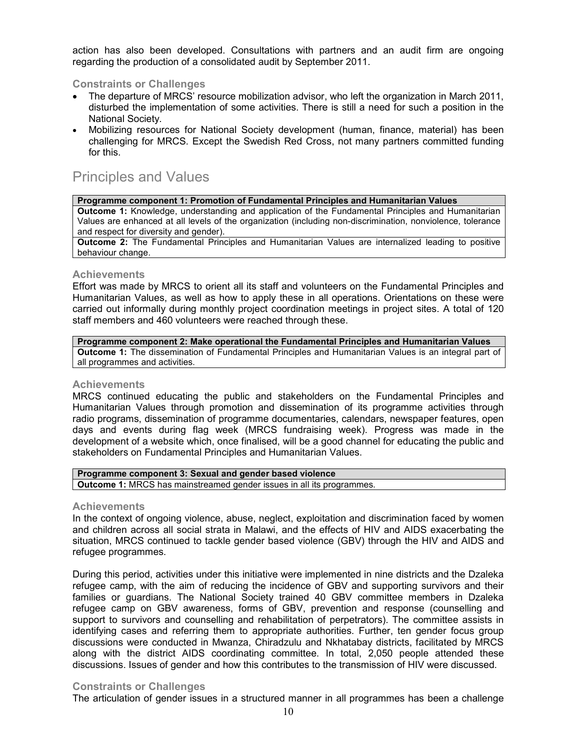action has also been developed. Consultations with partners and an audit firm are ongoing regarding the production of a consolidated audit by September 2011.

### Constraints or Challenges

- The departure of MRCS' resource mobilization advisor, who left the organization in March 2011, disturbed the implementation of some activities. There is still a need for such a position in the National Society.
- Mobilizing resources for National Society development (human, finance, material) has been challenging for MRCS. Except the Swedish Red Cross, not many partners committed funding for this.

## Principles and Values

| **Programme component 1: Promotion of Fundamental Principles and Humanitarian Values** |
|---|
| **Outcome 1:** Knowledge, understanding and application of the Fundamental Principles and Humanitarian Values are enhanced at all levels of the organization (including non-discrimination, nonviolence, tolerance and respect for diversity and gender). |
| **Outcome 2:** The Fundamental Principles and Humanitarian Values are internalized leading to positive behaviour change. |

### Achievements

Effort was made by MRCS to orient all its staff and volunteers on the Fundamental Principles and Humanitarian Values, as well as how to apply these in all operations. Orientations on these were carried out informally during monthly project coordination meetings in project sites. A total of 120 staff members and 460 volunteers were reached through these.

| **Programme component 2: Make operational the Fundamental Principles and Humanitarian Values** |
|---|
| **Outcome 1:** The dissemination of Fundamental Principles and Humanitarian Values is an integral part of all programmes and activities. |

### Achievements

MRCS continued educating the public and stakeholders on the Fundamental Principles and Humanitarian Values through promotion and dissemination of its programme activities through radio programs, dissemination of programme documentaries, calendars, newspaper features, open days and events during flag week (MRCS fundraising week). Progress was made in the development of a website which, once finalised, will be a good channel for educating the public and stakeholders on Fundamental Principles and Humanitarian Values.

| **Programme component 3: Sexual and gender based violence** |
|---|
| **Outcome 1:** MRCS has mainstreamed gender issues in all its programmes. |

### Achievements

In the context of ongoing violence, abuse, neglect, exploitation and discrimination faced by women and children across all social strata in Malawi, and the effects of HIV and AIDS exacerbating the situation, MRCS continued to tackle gender based violence (GBV) through the HIV and AIDS and refugee programmes.

During this period, activities under this initiative were implemented in nine districts and the Dzaleka refugee camp, with the aim of reducing the incidence of GBV and supporting survivors and their families or guardians. The National Society trained 40 GBV committee members in Dzaleka refugee camp on GBV awareness, forms of GBV, prevention and response (counselling and support to survivors and counselling and rehabilitation of perpetrators). The committee assists in identifying cases and referring them to appropriate authorities. Further, ten gender focus group discussions were conducted in Mwanza, Chiradzulu and Nkhatabay districts, facilitated by MRCS along with the district AIDS coordinating committee. In total, 2,050 people attended these discussions. Issues of gender and how this contributes to the transmission of HIV were discussed.

### Constraints or Challenges

The articulation of gender issues in a structured manner in all programmes has been a challenge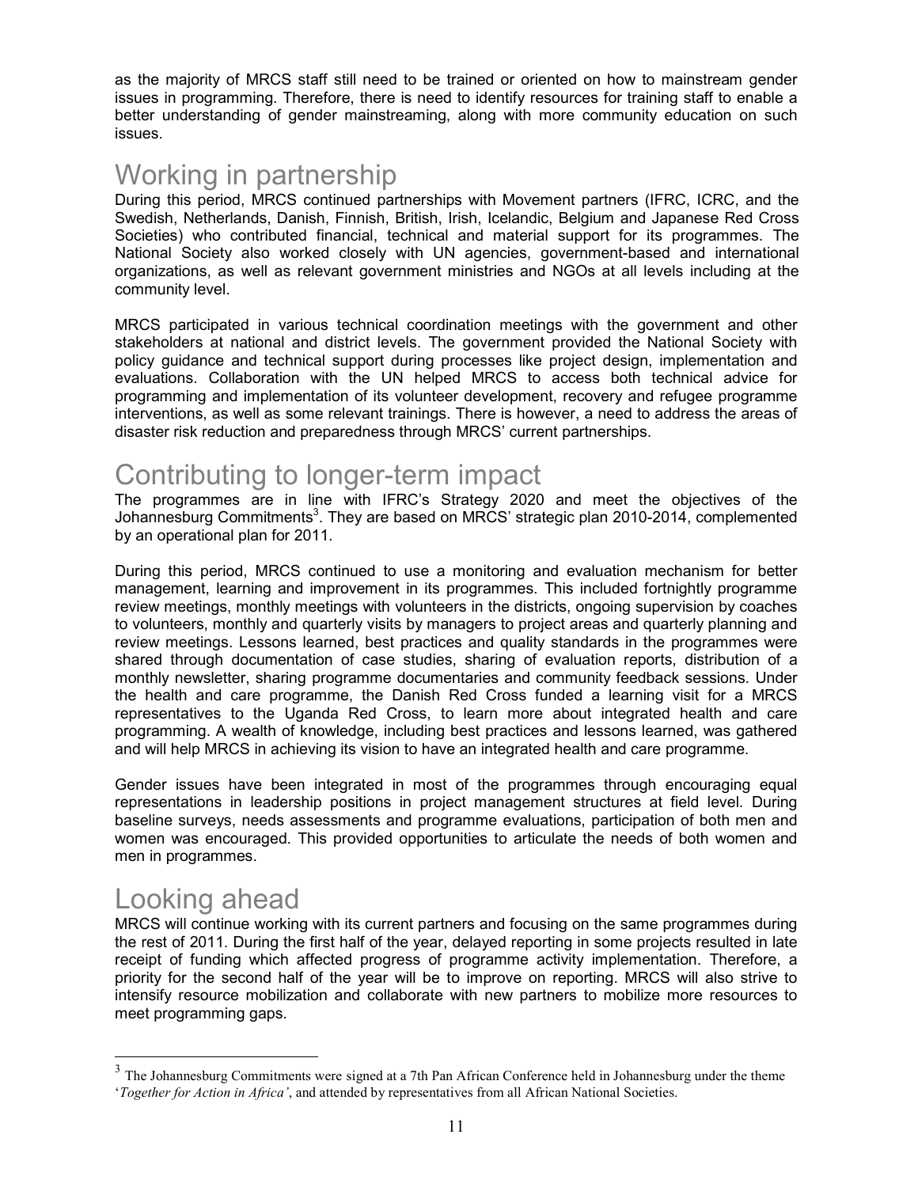as the majority of MRCS staff still need to be trained or oriented on how to mainstream gender issues in programming. Therefore, there is need to identify resources for training staff to enable a better understanding of gender mainstreaming, along with more community education on such issues.

# Working in partnership

During this period, MRCS continued partnerships with Movement partners (IFRC, ICRC, and the Swedish, Netherlands, Danish, Finnish, British, Irish, Icelandic, Belgium and Japanese Red Cross Societies) who contributed financial, technical and material support for its programmes. The National Society also worked closely with UN agencies, government-based and international organizations, as well as relevant government ministries and NGOs at all levels including at the community level.

MRCS participated in various technical coordination meetings with the government and other stakeholders at national and district levels. The government provided the National Society with policy guidance and technical support during processes like project design, implementation and evaluations. Collaboration with the UN helped MRCS to access both technical advice for programming and implementation of its volunteer development, recovery and refugee programme interventions, as well as some relevant trainings. There is however, a need to address the areas of disaster risk reduction and preparedness through MRCS' current partnerships.

# Contributing to longer-term impact

The programmes are in line with IFRC's Strategy 2020 and meet the objectives of the Johannesburg Commitments[3]. They are based on MRCS' strategic plan 2010-2014, complemented by an operational plan for 2011.

During this period, MRCS continued to use a monitoring and evaluation mechanism for better management, learning and improvement in its programmes. This included fortnightly programme review meetings, monthly meetings with volunteers in the districts, ongoing supervision by coaches to volunteers, monthly and quarterly visits by managers to project areas and quarterly planning and review meetings. Lessons learned, best practices and quality standards in the programmes were shared through documentation of case studies, sharing of evaluation reports, distribution of a monthly newsletter, sharing programme documentaries and community feedback sessions. Under the health and care programme, the Danish Red Cross funded a learning visit for a MRCS representatives to the Uganda Red Cross, to learn more about integrated health and care programming. A wealth of knowledge, including best practices and lessons learned, was gathered and will help MRCS in achieving its vision to have an integrated health and care programme.

Gender issues have been integrated in most of the programmes through encouraging equal representations in leadership positions in project management structures at field level. During baseline surveys, needs assessments and programme evaluations, participation of both men and women was encouraged. This provided opportunities to articulate the needs of both women and men in programmes.

# Looking ahead

MRCS will continue working with its current partners and focusing on the same programmes during the rest of 2011. During the first half of the year, delayed reporting in some projects resulted in late receipt of funding which affected progress of programme activity implementation. Therefore, a priority for the second half of the year will be to improve on reporting. MRCS will also strive to intensify resource mobilization and collaborate with new partners to mobilize more resources to meet programming gaps.

---

[3] The Johannesburg Commitments were signed at a 7th Pan African Conference held in Johannesburg under the theme '*Together for Action in Africa'*, and attended by representatives from all African National Societies.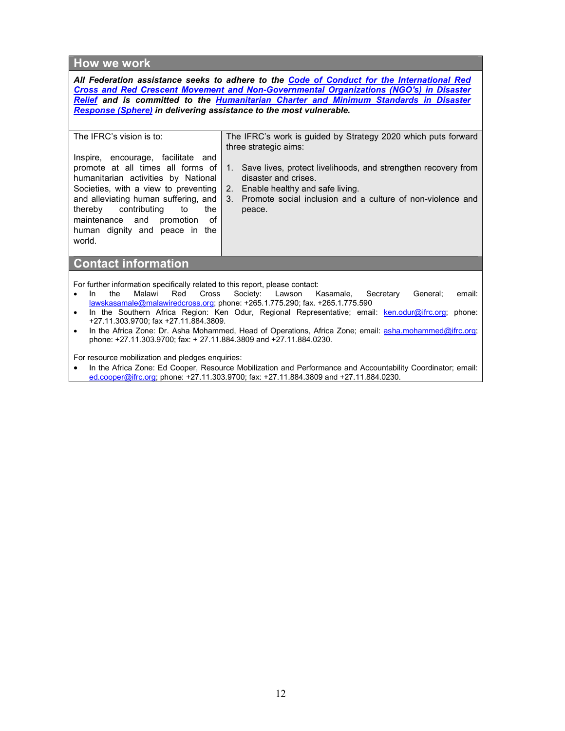## How we work

***All Federation assistance seeks to adhere to the Code of Conduct for the International Red Cross and Red Crescent Movement and Non-Governmental Organizations (NGO's) in Disaster Relief and is committed to the Humanitarian Charter and Minimum Standards in Disaster Response (Sphere) in delivering assistance to the most vulnerable.***

| The IFRC's vision is to: | The IFRC's work is guided by Strategy 2020 which puts forward three strategic aims: |
|---|---|
| Inspire, encourage, facilitate and promote at all times all forms of humanitarian activities by National Societies, with a view to preventing and alleviating human suffering, and thereby contributing to the maintenance and promotion of human dignity and peace in the world. | 1. Save lives, protect livelihoods, and strengthen recovery from disaster and crises.<br>2. Enable healthy and safe living.<br>3. Promote social inclusion and a culture of non-violence and peace. |

## Contact information

For further information specifically related to this report, please contact:

- In the Malawi Red Cross Society: Lawson Kasamale, Secretary General; email: lawskasamale@malawiredcross.org; phone: +265.1.775.290; fax. +265.1.775.590
- In the Southern Africa Region: Ken Odur, Regional Representative; email: ken.odur@ifrc.org; phone: +27.11.303.9700; fax +27.11.884.3809.
- In the Africa Zone: Dr. Asha Mohammed, Head of Operations, Africa Zone; email: asha.mohammed@ifrc.org; phone: +27.11.303.9700; fax: + 27.11.884.3809 and +27.11.884.0230.

For resource mobilization and pledges enquiries:

- In the Africa Zone: Ed Cooper, Resource Mobilization and Performance and Accountability Coordinator; email: ed.cooper@ifrc.org; phone: +27.11.303.9700; fax: +27.11.884.3809 and +27.11.884.0230.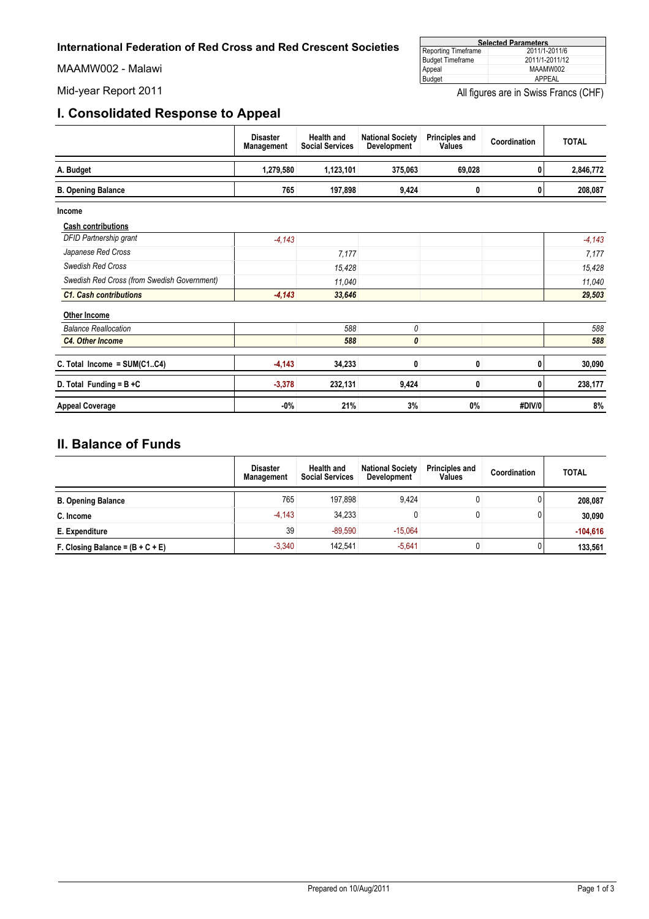**International Federation of Red Cross and Red Crescent Societies**

MAAMW002 - Malawi

Mid-year Report 2011

| Selected Parameters | |
|---|---|
| Reporting Timeframe | 2011/1-2011/6 |
| Budget Timeframe | 2011/1-2011/12 |
| Appeal | MAAMW002 |
| Budget | APPEAL |

All figures are in Swiss Francs (CHF)

## I. Consolidated Response to Appeal

| | Disaster Management | Health and Social Services | National Society Development | Principles and Values | Coordination | TOTAL |
|---|---|---|---|---|---|---|
| **A. Budget** | 1,279,580 | 1,123,101 | 375,063 | 69,028 | 0 | 2,846,772 |
| **B. Opening Balance** | 765 | 197,898 | 9,424 | 0 | 0 | 208,087 |
| **Income** | | | | | | |
| **Cash contributions** | | | | | | |
| *DFID Partnership grant* | -4,143 | | | | | -4,143 |
| *Japanese Red Cross* | | 7,177 | | | | 7,177 |
| *Swedish Red Cross* | | 15,428 | | | | 15,428 |
| *Swedish Red Cross (from Swedish Government)* | | 11,040 | | | | 11,040 |
| ***C1. Cash contributions*** | -4,143 | 33,646 | | | | 29,503 |
| **Other Income** | | | | | | |
| *Balance Reallocation* | | 588 | 0 | | | 588 |
| ***C4. Other Income*** | | 588 | 0 | | | 588 |
| **C. Total Income = SUM(C1..C4)** | -4,143 | 34,233 | 0 | 0 | 0 | 30,090 |
| **D. Total Funding = B +C** | -3,378 | 232,131 | 9,424 | 0 | 0 | 238,177 |
| **Appeal Coverage** | -0% | 21% | 3% | 0% | #DIV/0 | 8% |

## II. Balance of Funds

| | Disaster Management | Health and Social Services | National Society Development | Principles and Values | Coordination | TOTAL |
|---|---|---|---|---|---|---|
| **B. Opening Balance** | 765 | 197,898 | 9,424 | 0 | 0 | 208,087 |
| **C. Income** | -4,143 | 34,233 | 0 | 0 | 0 | 30,090 |
| **E. Expenditure** | 39 | -89,590 | -15,064 | | | -104,616 |
| **F. Closing Balance = (B + C + E)** | -3,340 | 142,541 | -5,641 | 0 | 0 | 133,561 |

Prepared on 10/Aug/2011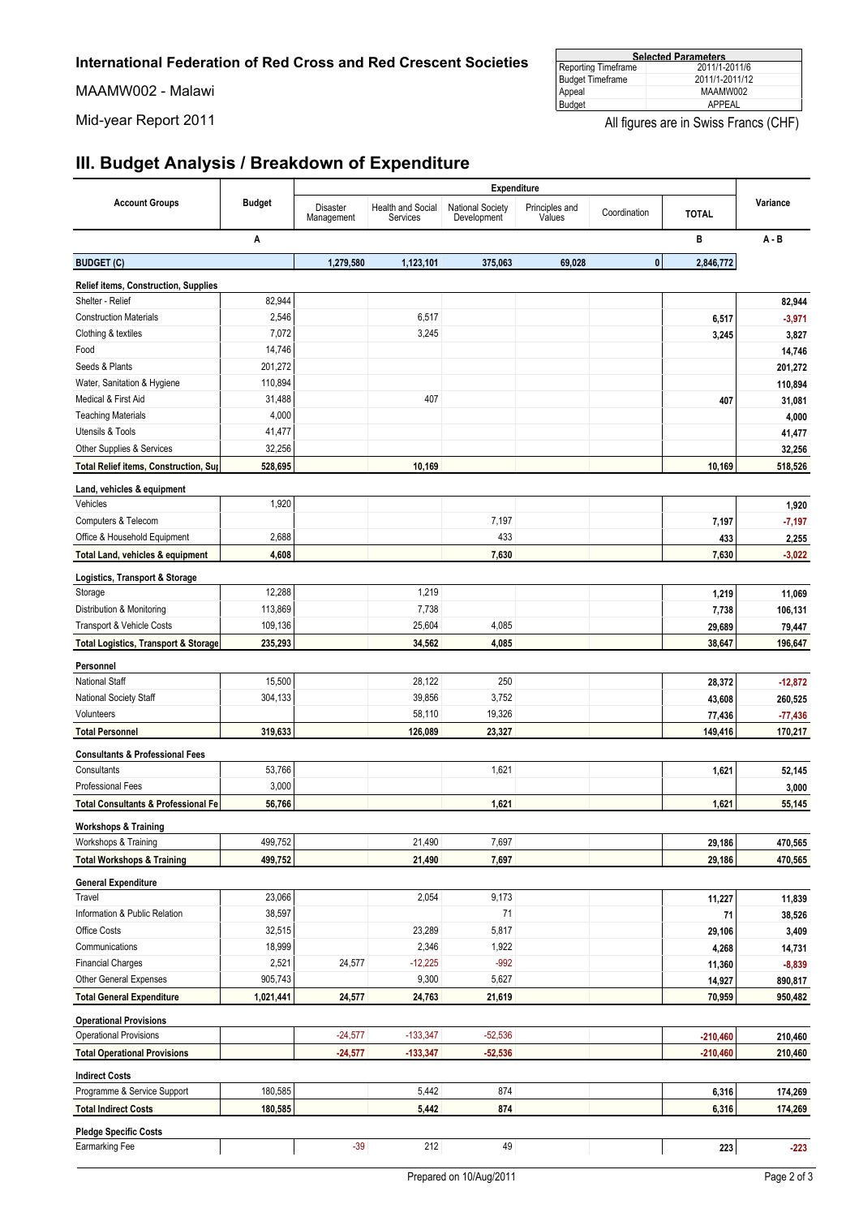**International Federation of Red Cross and Red Crescent Societies**

MAAMW002 - Malawi

Mid-year Report 2011

| Selected Parameters | |
|---|---|
| Reporting Timeframe | 2011/1-2011/6 |
| Budget Timeframe | 2011/1-2011/12 |
| Appeal | MAAMW002 |
| Budget | APPEAL |

All figures are in Swiss Francs (CHF)

## III. Budget Analysis / Breakdown of Expenditure

| Account Groups | Budget | Expenditure | | | | | | Variance |
|---|---|---|---|---|---|---|---|---|
| | | Disaster Management | Health and Social Services | National Society Development | Principles and Values | Coordination | TOTAL | |
| | A | | | | | | B | A - B |
| **BUDGET (C)** | | 1,279,580 | 1,123,101 | 375,063 | 69,028 | 0 | 2,846,772 | |
| **Relief items, Construction, Supplies** | | | | | | | | |
| Shelter - Relief | 82,944 | | | | | | | 82,944 |
| Construction Materials | 2,546 | | 6,517 | | | | 6,517 | -3,971 |
| Clothing & textiles | 7,072 | | 3,245 | | | | 3,245 | 3,827 |
| Food | 14,746 | | | | | | | 14,746 |
| Seeds & Plants | 201,272 | | | | | | | 201,272 |
| Water, Sanitation & Hygiene | 110,894 | | | | | | | 110,894 |
| Medical & First Aid | 31,488 | | 407 | | | | 407 | 31,081 |
| Teaching Materials | 4,000 | | | | | | | 4,000 |
| Utensils & Tools | 41,477 | | | | | | | 41,477 |
| Other Supplies & Services | 32,256 | | | | | | | 32,256 |
| **Total Relief items, Construction, Sup** | **528,695** | | **10,169** | | | | **10,169** | **518,526** |
| **Land, vehicles & equipment** | | | | | | | | |
| Vehicles | 1,920 | | | | | | | 1,920 |
| Computers & Telecom | | | | 7,197 | | | 7,197 | -7,197 |
| Office & Household Equipment | 2,688 | | | 433 | | | 433 | 2,255 |
| **Total Land, vehicles & equipment** | **4,608** | | | **7,630** | | | **7,630** | **-3,022** |
| **Logistics, Transport & Storage** | | | | | | | | |
| Storage | 12,288 | | 1,219 | | | | 1,219 | 11,069 |
| Distribution & Monitoring | 113,869 | | 7,738 | | | | 7,738 | 106,131 |
| Transport & Vehicle Costs | 109,136 | | 25,604 | 4,085 | | | 29,689 | 79,447 |
| **Total Logistics, Transport & Storage** | **235,293** | | **34,562** | **4,085** | | | **38,647** | **196,647** |
| **Personnel** | | | | | | | | |
| National Staff | 15,500 | | 28,122 | 250 | | | 28,372 | -12,872 |
| National Society Staff | 304,133 | | 39,856 | 3,752 | | | 43,608 | 260,525 |
| Volunteers | | | 58,110 | 19,326 | | | 77,436 | -77,436 |
| **Total Personnel** | **319,633** | | **126,089** | **23,327** | | | **149,416** | **170,217** |
| **Consultants & Professional Fees** | | | | | | | | |
| Consultants | 53,766 | | | 1,621 | | | 1,621 | 52,145 |
| Professional Fees | 3,000 | | | | | | | 3,000 |
| **Total Consultants & Professional Fe** | **56,766** | | | **1,621** | | | **1,621** | **55,145** |
| **Workshops & Training** | | | | | | | | |
| Workshops & Training | 499,752 | | 21,490 | 7,697 | | | 29,186 | 470,565 |
| **Total Workshops & Training** | **499,752** | | **21,490** | **7,697** | | | **29,186** | **470,565** |
| **General Expenditure** | | | | | | | | |
| Travel | 23,066 | | 2,054 | 9,173 | | | 11,227 | 11,839 |
| Information & Public Relation | 38,597 | | | 71 | | | 71 | 38,526 |
| Office Costs | 32,515 | | 23,289 | 5,817 | | | 29,106 | 3,409 |
| Communications | 18,999 | | 2,346 | 1,922 | | | 4,268 | 14,731 |
| Financial Charges | 2,521 | 24,577 | -12,225 | -992 | | | 11,360 | -8,839 |
| Other General Expenses | 905,743 | | 9,300 | 5,627 | | | 14,927 | 890,817 |
| **Total General Expenditure** | **1,021,441** | **24,577** | **24,763** | **21,619** | | | **70,959** | **950,482** |
| **Operational Provisions** | | | | | | | | |
| Operational Provisions | | -24,577 | -133,347 | -52,536 | | | -210,460 | 210,460 |
| **Total Operational Provisions** | | **-24,577** | **-133,347** | **-52,536** | | | **-210,460** | **210,460** |
| **Indirect Costs** | | | | | | | | |
| Programme & Service Support | 180,585 | | 5,442 | 874 | | | 6,316 | 174,269 |
| **Total Indirect Costs** | **180,585** | | **5,442** | **874** | | | **6,316** | **174,269** |
| **Pledge Specific Costs** | | | | | | | | |
| Earmarking Fee | | -39 | 212 | 49 | | | 223 | -223 |

Prepared on 10/Aug/2011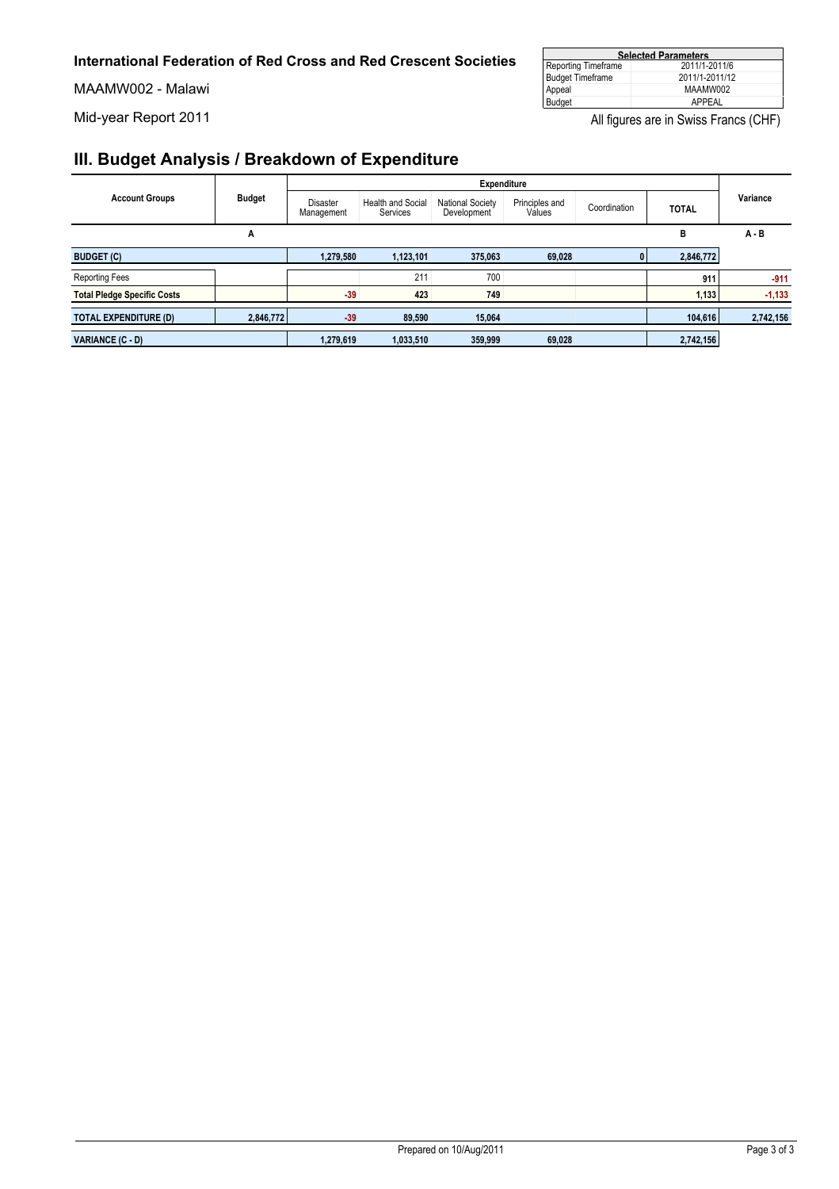**International Federation of Red Cross and Red Crescent Societies**

MAAMW002 - Malawi

Mid-year Report 2011

| Selected Parameters | |
|---|---|
| Reporting Timeframe | 2011/1-2011/6 |
| Budget Timeframe | 2011/1-2011/12 |
| Appeal | MAAMW002 |
| Budget | APPEAL |

All figures are in Swiss Francs (CHF)

## III. Budget Analysis / Breakdown of Expenditure

| Account Groups | Budget | Expenditure | | | | | | Variance |
|---|---|---|---|---|---|---|---|---|
| | | Disaster Management | Health and Social Services | National Society Development | Principles and Values | Coordination | TOTAL | |
| | A | | | | | | B | A - B |
| **BUDGET (C)** | | **1,279,580** | **1,123,101** | **375,063** | **69,028** | **0** | **2,846,772** | |
| Reporting Fees | | | 211 | 700 | | | **911** | **-911** |
| **Total Pledge Specific Costs** | | **-39** | **423** | **749** | | | **1,133** | **-1,133** |
| **TOTAL EXPENDITURE (D)** | **2,846,772** | **-39** | **89,590** | **15,064** | | | **104,616** | **2,742,156** |
| **VARIANCE (C - D)** | | **1,279,619** | **1,033,510** | **359,999** | **69,028** | | **2,742,156** | |

Prepared on 10/Aug/2011